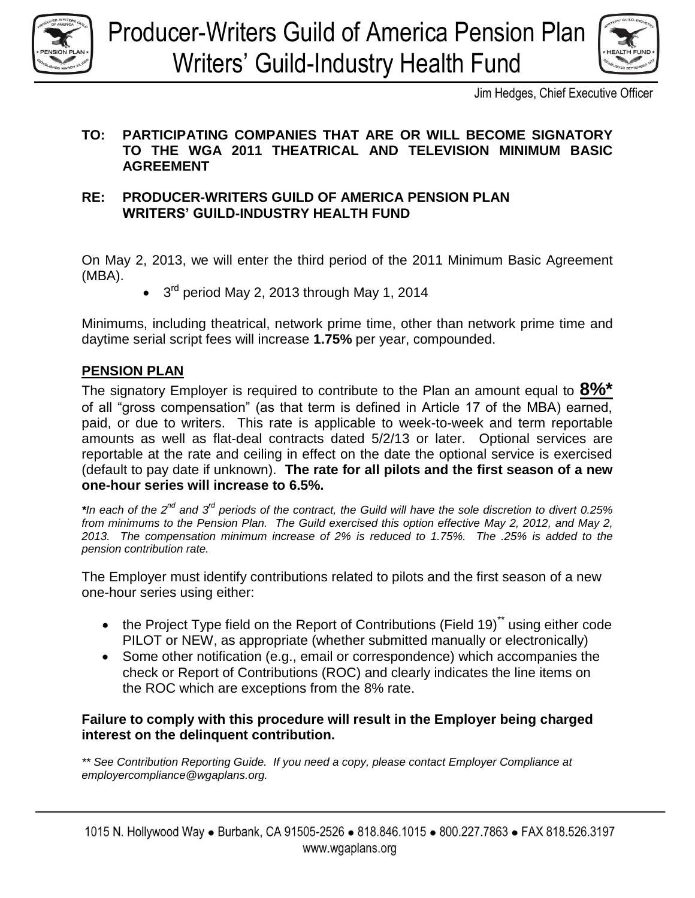# Producer-Writers Guild of America Pension Plan
# Writers' Guild-Industry Health Fund

Jim Hedges, Chief Executive Officer

**TO: PARTICIPATING COMPANIES THAT ARE OR WILL BECOME SIGNATORY TO THE WGA 2011 THEATRICAL AND TELEVISION MINIMUM BASIC AGREEMENT**

**RE: PRODUCER-WRITERS GUILD OF AMERICA PENSION PLAN WRITERS' GUILD-INDUSTRY HEALTH FUND**

On May 2, 2013, we will enter the third period of the 2011 Minimum Basic Agreement (MBA).

- 3rd period May 2, 2013 through May 1, 2014

Minimums, including theatrical, network prime time, other than network prime time and daytime serial script fees will increase **1.75%** per year, compounded.

## PENSION PLAN

The signatory Employer is required to contribute to the Plan an amount equal to **8%*** of all "gross compensation" (as that term is defined in Article 17 of the MBA) earned, paid, or due to writers. This rate is applicable to week-to-week and term reportable amounts as well as flat-deal contracts dated 5/2/13 or later. Optional services are reportable at the rate and ceiling in effect on the date the optional service is exercised (default to pay date if unknown). **The rate for all pilots and the first season of a new one-hour series will increase to 6.5%.**

***In each of the 2nd and 3rd periods of the contract, the Guild will have the sole discretion to divert 0.25% from minimums to the Pension Plan. The Guild exercised this option effective May 2, 2012, and May 2, 2013. The compensation minimum increase of 2% is reduced to 1.75%. The .25% is added to the pension contribution rate.*

The Employer must identify contributions related to pilots and the first season of a new one-hour series using either:

- the Project Type field on the Report of Contributions (Field 19)** using either code PILOT or NEW, as appropriate (whether submitted manually or electronically)
- Some other notification (e.g., email or correspondence) which accompanies the check or Report of Contributions (ROC) and clearly indicates the line items on the ROC which are exceptions from the 8% rate.

**Failure to comply with this procedure will result in the Employer being charged interest on the delinquent contribution.**

*** See Contribution Reporting Guide. If you need a copy, please contact Employer Compliance at employercompliance@wgaplans.org.*

1015 N. Hollywood Way • Burbank, CA 91505-2526 • 818.846.1015 • 800.227.7863 • FAX 818.526.3197
www.wgaplans.org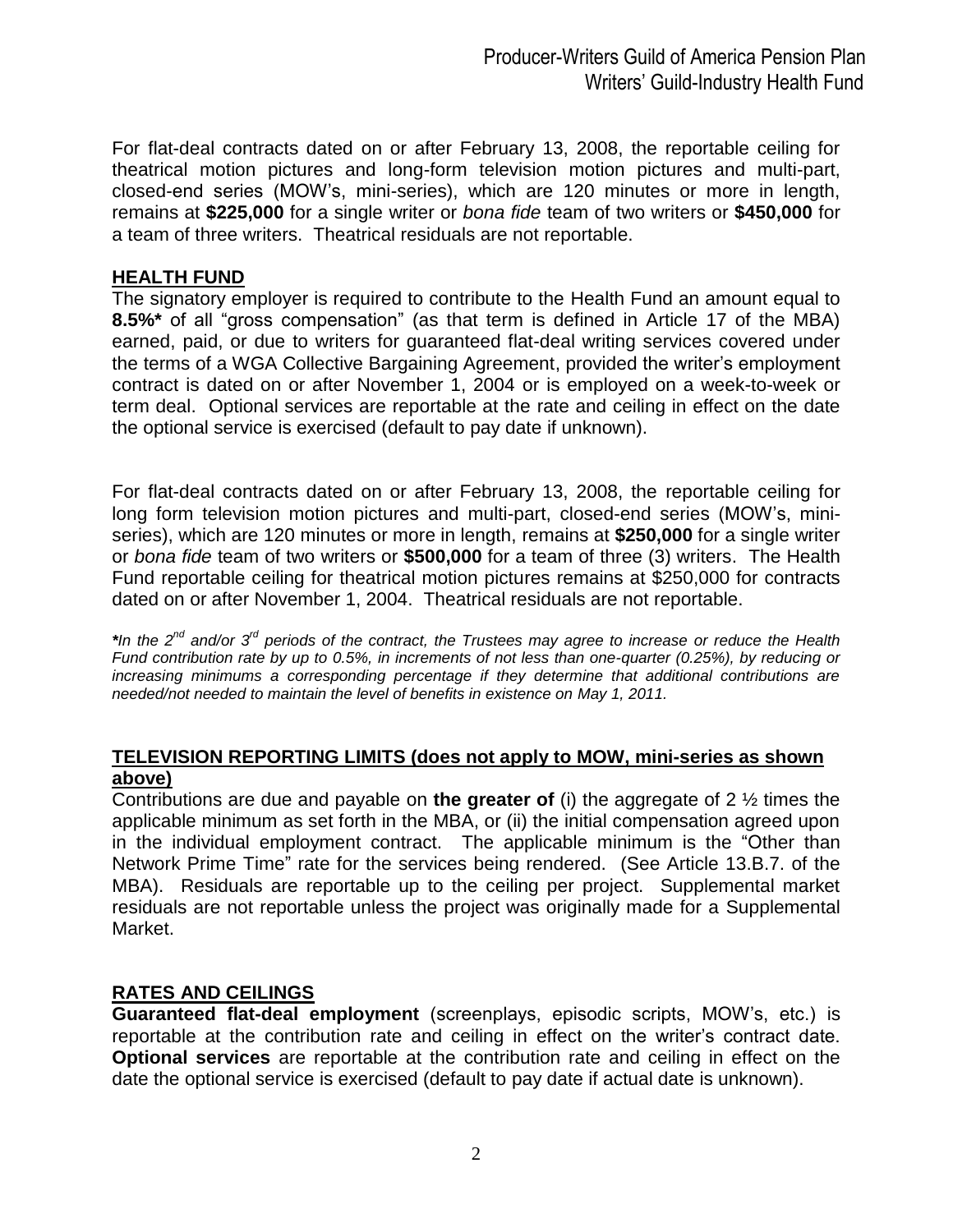For flat-deal contracts dated on or after February 13, 2008, the reportable ceiling for theatrical motion pictures and long-form television motion pictures and multi-part, closed-end series (MOW's, mini-series), which are 120 minutes or more in length, remains at **$225,000** for a single writer or *bona fide* team of two writers or **$450,000** for a team of three writers. Theatrical residuals are not reportable.

## HEALTH FUND

The signatory employer is required to contribute to the Health Fund an amount equal to **8.5%*** of all "gross compensation" (as that term is defined in Article 17 of the MBA) earned, paid, or due to writers for guaranteed flat-deal writing services covered under the terms of a WGA Collective Bargaining Agreement, provided the writer's employment contract is dated on or after November 1, 2004 or is employed on a week-to-week or term deal. Optional services are reportable at the rate and ceiling in effect on the date the optional service is exercised (default to pay date if unknown).

For flat-deal contracts dated on or after February 13, 2008, the reportable ceiling for long form television motion pictures and multi-part, closed-end series (MOW's, mini-series), which are 120 minutes or more in length, remains at **$250,000** for a single writer or *bona fide* team of two writers or **$500,000** for a team of three (3) writers. The Health Fund reportable ceiling for theatrical motion pictures remains at $250,000 for contracts dated on or after November 1, 2004. Theatrical residuals are not reportable.

***In the 2nd and/or 3rd periods of the contract, the Trustees may agree to increase or reduce the Health Fund contribution rate by up to 0.5%, in increments of not less than one-quarter (0.25%), by reducing or increasing minimums a corresponding percentage if they determine that additional contributions are needed/not needed to maintain the level of benefits in existence on May 1, 2011.***

## TELEVISION REPORTING LIMITS (does not apply to MOW, mini-series as shown above)

Contributions are due and payable on **the greater of** (i) the aggregate of 2 ½ times the applicable minimum as set forth in the MBA, or (ii) the initial compensation agreed upon in the individual employment contract. The applicable minimum is the "Other than Network Prime Time" rate for the services being rendered. (See Article 13.B.7. of the MBA). Residuals are reportable up to the ceiling per project. Supplemental market residuals are not reportable unless the project was originally made for a Supplemental Market.

## RATES AND CEILINGS

**Guaranteed flat-deal employment** (screenplays, episodic scripts, MOW's, etc.) is reportable at the contribution rate and ceiling in effect on the writer's contract date. **Optional services** are reportable at the contribution rate and ceiling in effect on the date the optional service is exercised (default to pay date if actual date is unknown).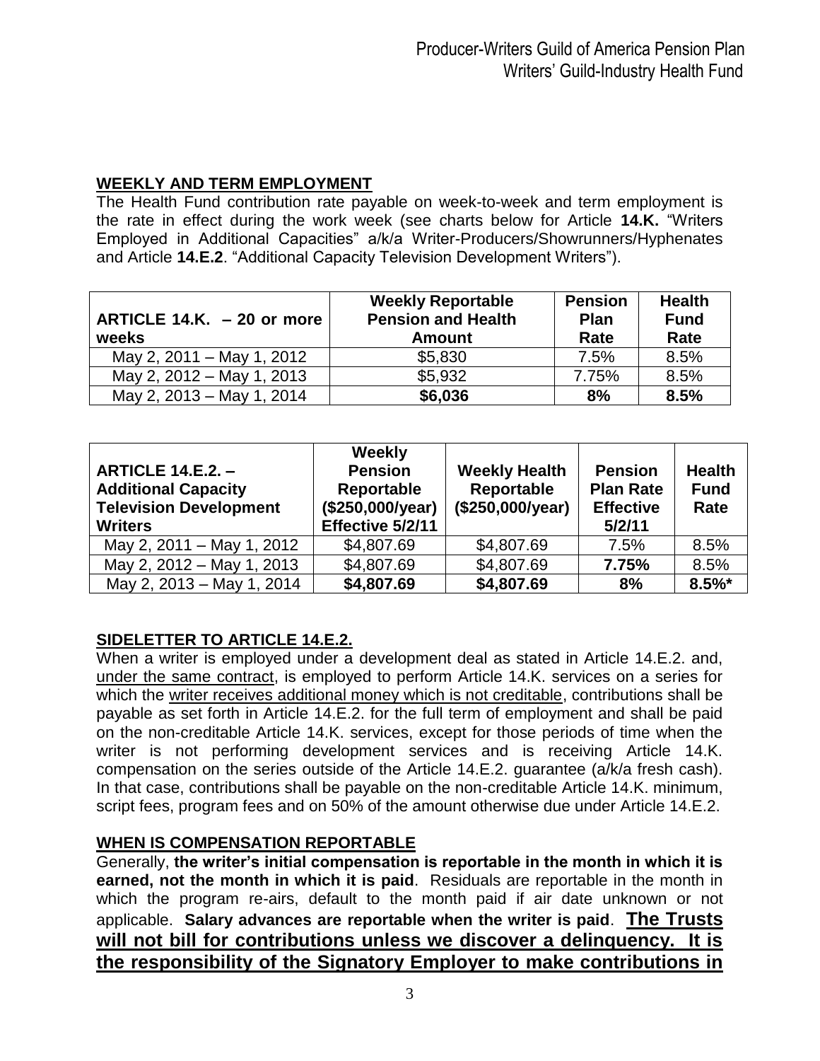## WEEKLY AND TERM EMPLOYMENT

The Health Fund contribution rate payable on week-to-week and term employment is the rate in effect during the work week (see charts below for Article **14.K.** "Writers Employed in Additional Capacities" a/k/a Writer-Producers/Showrunners/Hyphenates and Article **14.E.2**. "Additional Capacity Television Development Writers").

| ARTICLE 14.K. – 20 or more weeks | Weekly Reportable Pension and Health Amount | Pension Plan Rate | Health Fund Rate |
|---|---|---|---|
| May 2, 2011 – May 1, 2012 | $5,830 | 7.5% | 8.5% |
| May 2, 2012 – May 1, 2013 | $5,932 | 7.75% | 8.5% |
| May 2, 2013 – May 1, 2014 | **$6,036** | **8%** | **8.5%** |

| ARTICLE 14.E.2. – Additional Capacity Television Development Writers | Weekly Pension Reportable ($250,000/year) Effective 5/2/11 | Weekly Health Reportable ($250,000/year) | Pension Plan Rate Effective 5/2/11 | Health Fund Rate |
|---|---|---|---|---|
| May 2, 2011 – May 1, 2012 | $4,807.69 | $4,807.69 | 7.5% | 8.5% |
| May 2, 2012 – May 1, 2013 | $4,807.69 | $4,807.69 | **7.75%** | 8.5% |
| May 2, 2013 – May 1, 2014 | **$4,807.69** | **$4,807.69** | **8%** | **8.5%*** |

## SIDELETTER TO ARTICLE 14.E.2.

When a writer is employed under a development deal as stated in Article 14.E.2. and, under the same contract, is employed to perform Article 14.K. services on a series for which the writer receives additional money which is not creditable, contributions shall be payable as set forth in Article 14.E.2. for the full term of employment and shall be paid on the non-creditable Article 14.K. services, except for those periods of time when the writer is not performing development services and is receiving Article 14.K. compensation on the series outside of the Article 14.E.2. guarantee (a/k/a fresh cash). In that case, contributions shall be payable on the non-creditable Article 14.K. minimum, script fees, program fees and on 50% of the amount otherwise due under Article 14.E.2.

## WHEN IS COMPENSATION REPORTABLE

Generally, **the writer's initial compensation is reportable in the month in which it is earned, not the month in which it is paid**. Residuals are reportable in the month in which the program re-airs, default to the month paid if air date unknown or not applicable. **Salary advances are reportable when the writer is paid**. **The Trusts will not bill for contributions unless we discover a delinquency. It is the responsibility of the Signatory Employer to make contributions in**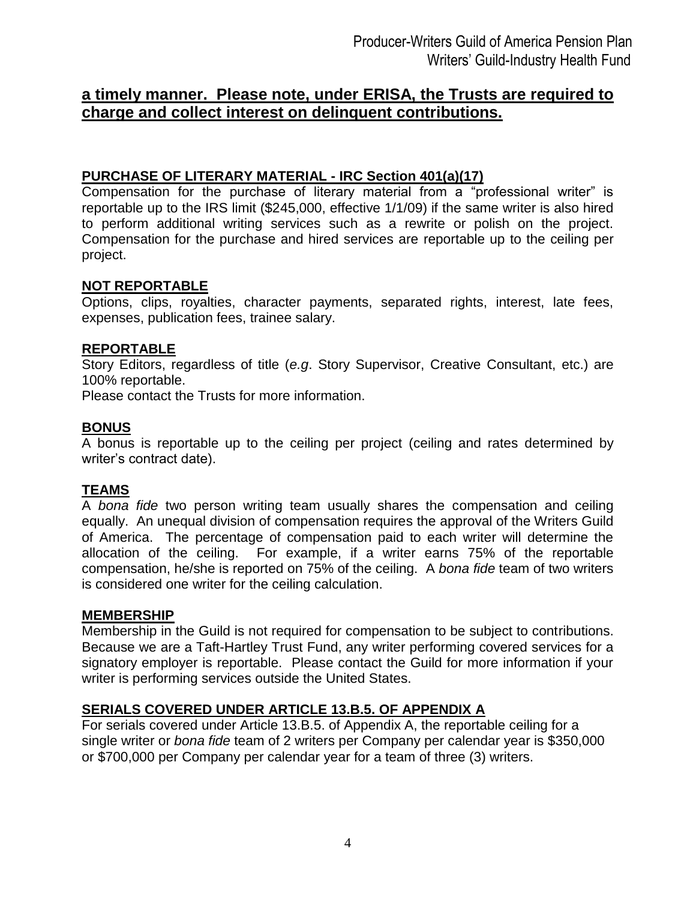**a timely manner. Please note, under ERISA, the Trusts are required to charge and collect interest on delinquent contributions.**

## PURCHASE OF LITERARY MATERIAL - IRC Section 401(a)(17)

Compensation for the purchase of literary material from a "professional writer" is reportable up to the IRS limit ($245,000, effective 1/1/09) if the same writer is also hired to perform additional writing services such as a rewrite or polish on the project. Compensation for the purchase and hired services are reportable up to the ceiling per project.

## NOT REPORTABLE

Options, clips, royalties, character payments, separated rights, interest, late fees, expenses, publication fees, trainee salary.

## REPORTABLE

Story Editors, regardless of title (*e.g*. Story Supervisor, Creative Consultant, etc.) are 100% reportable.

Please contact the Trusts for more information.

## BONUS

A bonus is reportable up to the ceiling per project (ceiling and rates determined by writer's contract date).

## TEAMS

A *bona fide* two person writing team usually shares the compensation and ceiling equally. An unequal division of compensation requires the approval of the Writers Guild of America. The percentage of compensation paid to each writer will determine the allocation of the ceiling. For example, if a writer earns 75% of the reportable compensation, he/she is reported on 75% of the ceiling. A *bona fide* team of two writers is considered one writer for the ceiling calculation.

## MEMBERSHIP

Membership in the Guild is not required for compensation to be subject to contributions. Because we are a Taft-Hartley Trust Fund, any writer performing covered services for a signatory employer is reportable. Please contact the Guild for more information if your writer is performing services outside the United States.

## SERIALS COVERED UNDER ARTICLE 13.B.5. OF APPENDIX A

For serials covered under Article 13.B.5. of Appendix A, the reportable ceiling for a single writer or *bona fide* team of 2 writers per Company per calendar year is $350,000 or $700,000 per Company per calendar year for a team of three (3) writers.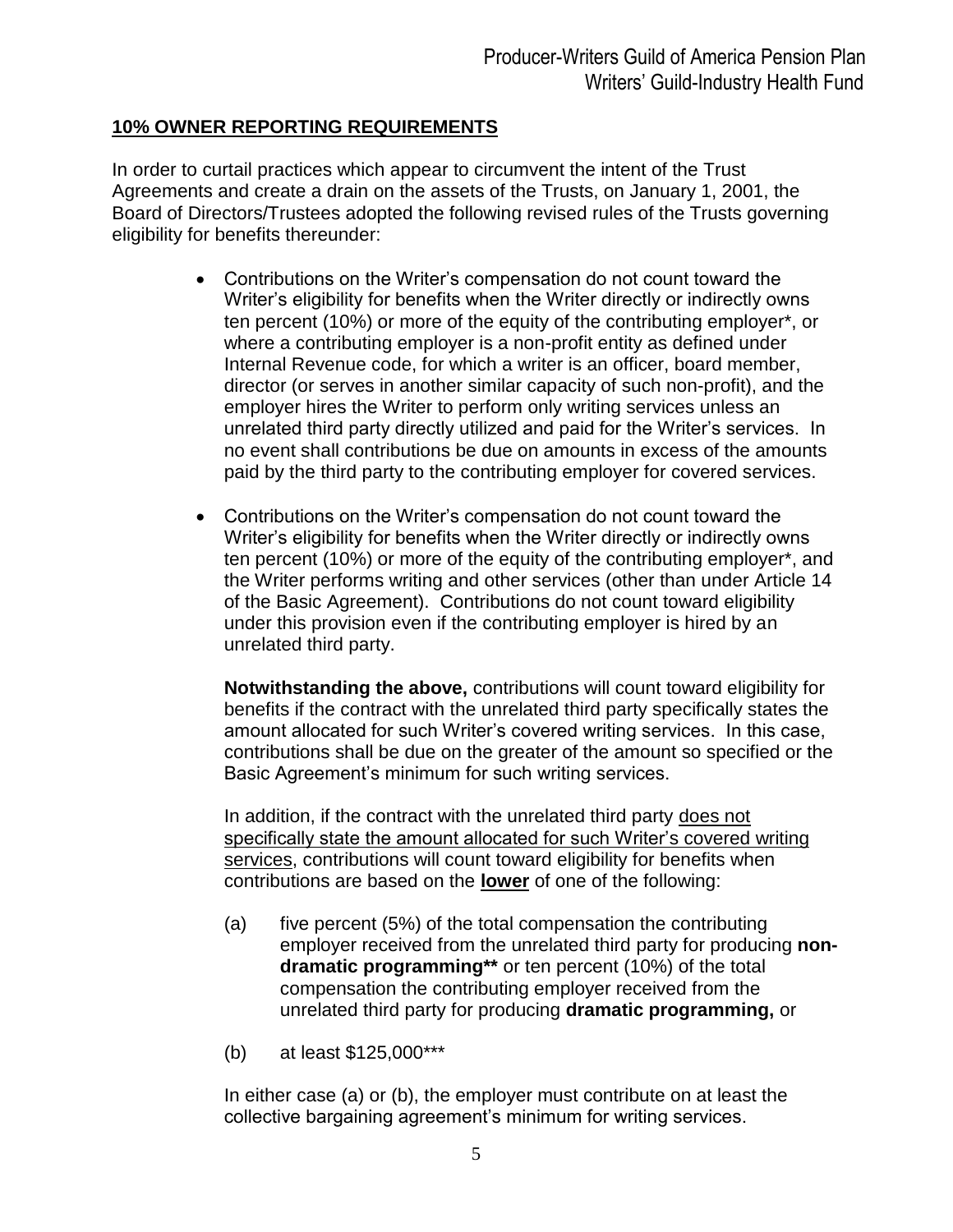## **10% OWNER REPORTING REQUIREMENTS**

In order to curtail practices which appear to circumvent the intent of the Trust Agreements and create a drain on the assets of the Trusts, on January 1, 2001, the Board of Directors/Trustees adopted the following revised rules of the Trusts governing eligibility for benefits thereunder:

- Contributions on the Writer's compensation do not count toward the Writer's eligibility for benefits when the Writer directly or indirectly owns ten percent (10%) or more of the equity of the contributing employer*, or where a contributing employer is a non-profit entity as defined under Internal Revenue code, for which a writer is an officer, board member, director (or serves in another similar capacity of such non-profit), and the employer hires the Writer to perform only writing services unless an unrelated third party directly utilized and paid for the Writer's services. In no event shall contributions be due on amounts in excess of the amounts paid by the third party to the contributing employer for covered services.

- Contributions on the Writer's compensation do not count toward the Writer's eligibility for benefits when the Writer directly or indirectly owns ten percent (10%) or more of the equity of the contributing employer*, and the Writer performs writing and other services (other than under Article 14 of the Basic Agreement). Contributions do not count toward eligibility under this provision even if the contributing employer is hired by an unrelated third party.

  **Notwithstanding the above,** contributions will count toward eligibility for benefits if the contract with the unrelated third party specifically states the amount allocated for such Writer's covered writing services. In this case, contributions shall be due on the greater of the amount so specified or the Basic Agreement's minimum for such writing services.

  In addition, if the contract with the unrelated third party <u>does not specifically state the amount allocated for such Writer's covered writing services</u>, contributions will count toward eligibility for benefits when contributions are based on the **<u>lower</u>** of one of the following:

  (a) five percent (5%) of the total compensation the contributing employer received from the unrelated third party for producing **non-dramatic programming**** or ten percent (10%) of the total compensation the contributing employer received from the unrelated third party for producing **dramatic programming,** or

  (b) at least $125,000***

  In either case (a) or (b), the employer must contribute on at least the collective bargaining agreement's minimum for writing services.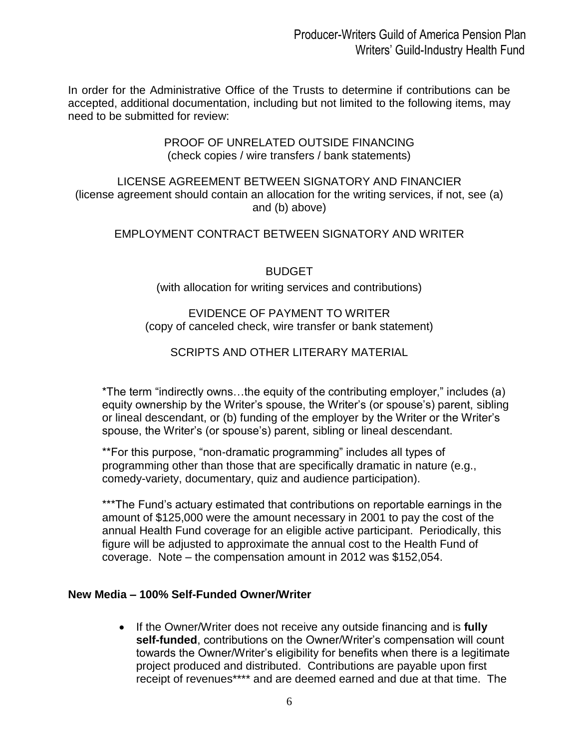In order for the Administrative Office of the Trusts to determine if contributions can be accepted, additional documentation, including but not limited to the following items, may need to be submitted for review:

PROOF OF UNRELATED OUTSIDE FINANCING
(check copies / wire transfers / bank statements)

LICENSE AGREEMENT BETWEEN SIGNATORY AND FINANCIER
(license agreement should contain an allocation for the writing services, if not, see (a) and (b) above)

EMPLOYMENT CONTRACT BETWEEN SIGNATORY AND WRITER

BUDGET
(with allocation for writing services and contributions)

EVIDENCE OF PAYMENT TO WRITER
(copy of canceled check, wire transfer or bank statement)

SCRIPTS AND OTHER LITERARY MATERIAL

*The term "indirectly owns…the equity of the contributing employer," includes (a) equity ownership by the Writer's spouse, the Writer's (or spouse's) parent, sibling or lineal descendant, or (b) funding of the employer by the Writer or the Writer's spouse, the Writer's (or spouse's) parent, sibling or lineal descendant.

**For this purpose, "non-dramatic programming" includes all types of programming other than those that are specifically dramatic in nature (e.g., comedy-variety, documentary, quiz and audience participation).

***The Fund's actuary estimated that contributions on reportable earnings in the amount of $125,000 were the amount necessary in 2001 to pay the cost of the annual Health Fund coverage for an eligible active participant. Periodically, this figure will be adjusted to approximate the annual cost to the Health Fund of coverage. Note – the compensation amount in 2012 was $152,054.

**New Media – 100% Self-Funded Owner/Writer**

- If the Owner/Writer does not receive any outside financing and is **fully self-funded**, contributions on the Owner/Writer's compensation will count towards the Owner/Writer's eligibility for benefits when there is a legitimate project produced and distributed. Contributions are payable upon first receipt of revenues**** and are deemed earned and due at that time. The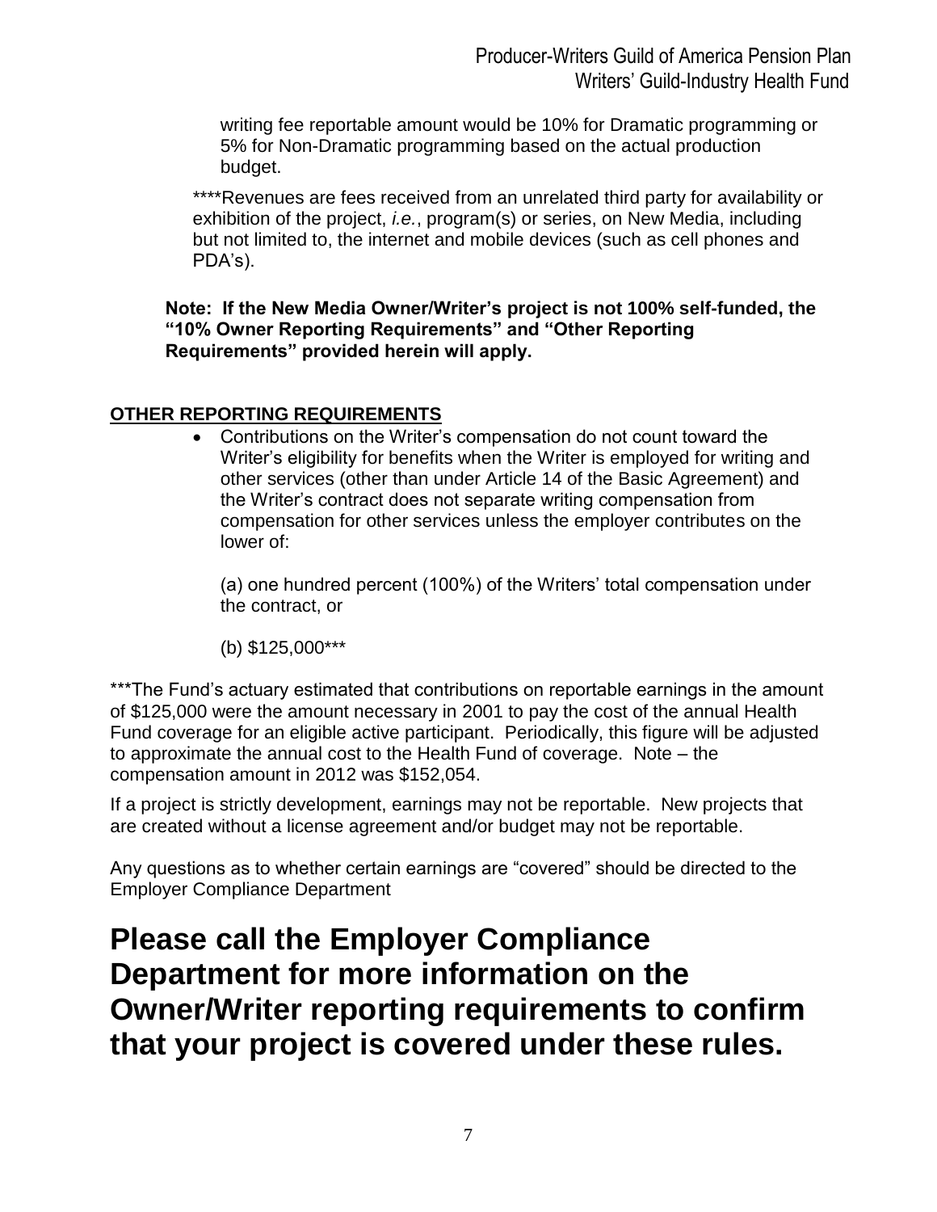writing fee reportable amount would be 10% for Dramatic programming or 5% for Non-Dramatic programming based on the actual production budget.

****Revenues are fees received from an unrelated third party for availability or exhibition of the project, *i.e.*, program(s) or series, on New Media, including but not limited to, the internet and mobile devices (such as cell phones and PDA's).

**Note: If the New Media Owner/Writer's project is not 100% self-funded, the "10% Owner Reporting Requirements" and "Other Reporting Requirements" provided herein will apply.**

## OTHER REPORTING REQUIREMENTS

- Contributions on the Writer's compensation do not count toward the Writer's eligibility for benefits when the Writer is employed for writing and other services (other than under Article 14 of the Basic Agreement) and the Writer's contract does not separate writing compensation from compensation for other services unless the employer contributes on the lower of:

  (a) one hundred percent (100%) of the Writers' total compensation under the contract, or

  (b) $125,000***

***The Fund's actuary estimated that contributions on reportable earnings in the amount of $125,000 were the amount necessary in 2001 to pay the cost of the annual Health Fund coverage for an eligible active participant. Periodically, this figure will be adjusted to approximate the annual cost to the Health Fund of coverage. Note – the compensation amount in 2012 was $152,054.

If a project is strictly development, earnings may not be reportable. New projects that are created without a license agreement and/or budget may not be reportable.

Any questions as to whether certain earnings are "covered" should be directed to the Employer Compliance Department

# Please call the Employer Compliance Department for more information on the Owner/Writer reporting requirements to confirm that your project is covered under these rules.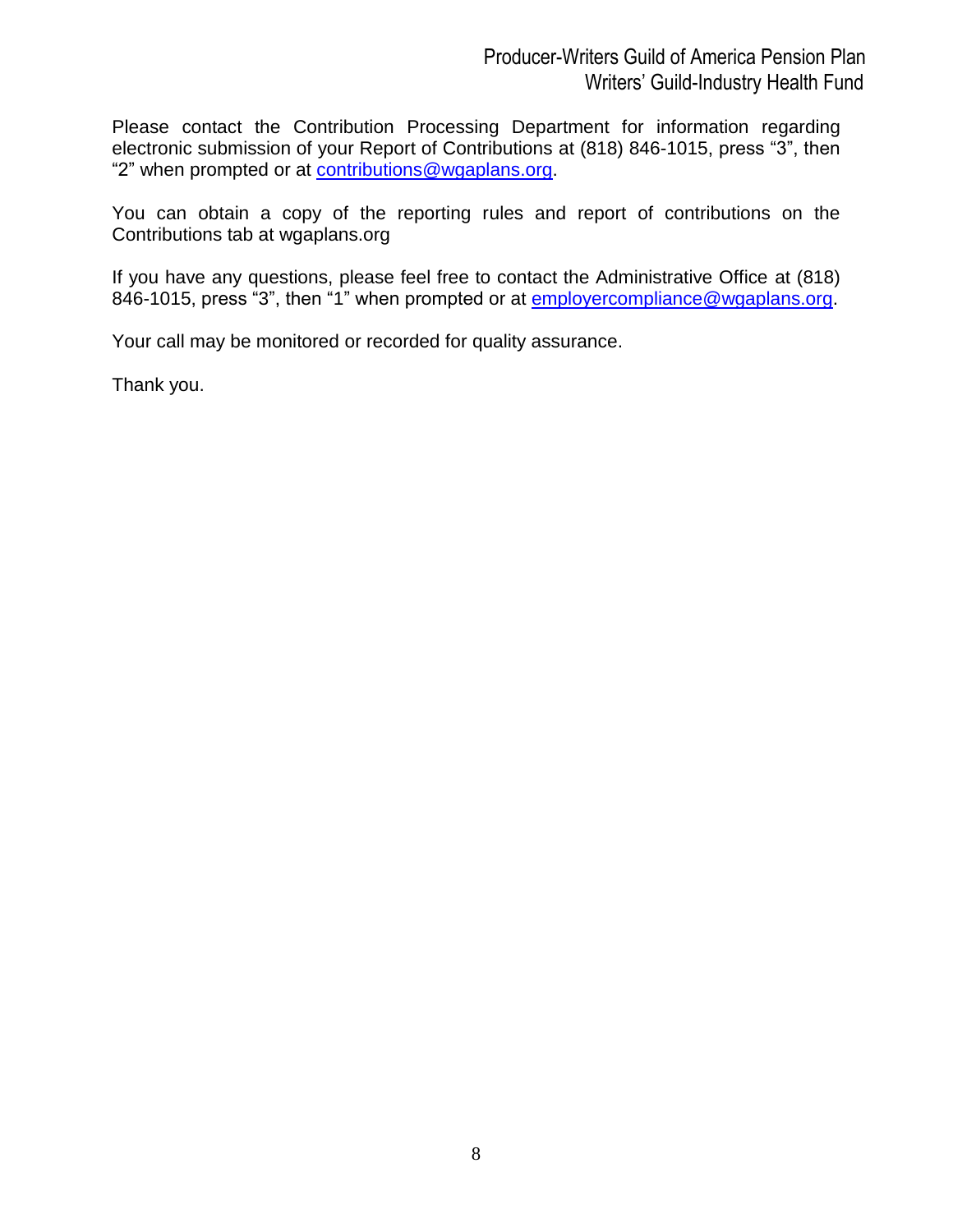Please contact the Contribution Processing Department for information regarding electronic submission of your Report of Contributions at (818) 846-1015, press "3", then "2" when prompted or at contributions@wgaplans.org.

You can obtain a copy of the reporting rules and report of contributions on the Contributions tab at wgaplans.org

If you have any questions, please feel free to contact the Administrative Office at (818) 846-1015, press "3", then "1" when prompted or at employercompliance@wgaplans.org.

Your call may be monitored or recorded for quality assurance.

Thank you.